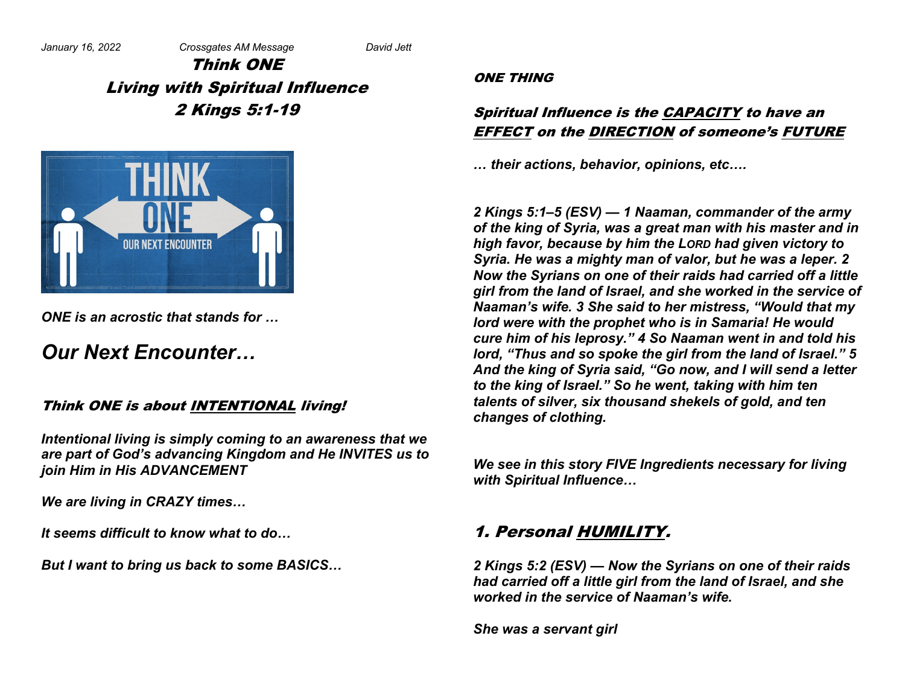*January 16, 2022 Crossgates AM Message David Jett*

# *Think ONE*
## *Living with Spiritual Influence*
## *2 Kings 5:1-19*

***ONE is an acrostic that stands for …***

## *Our Next Encounter…*

### *Think ONE is about INTENTIONAL living!*

***Intentional living is simply coming to an awareness that we are part of God's advancing Kingdom and He INVITES us to join Him in His ADVANCEMENT***

***We are living in CRAZY times…***

***It seems difficult to know what to do…***

***But I want to bring us back to some BASICS…***

***ONE THING***

### *Spiritual Influence is the CAPACITY to have an EFFECT on the DIRECTION of someone's FUTURE*

***… their actions, behavior, opinions, etc….***

***2 Kings 5:1–5 (ESV) — 1 Naaman, commander of the army of the king of Syria, was a great man with his master and in high favor, because by him the LORD had given victory to Syria. He was a mighty man of valor, but he was a leper. 2 Now the Syrians on one of their raids had carried off a little girl from the land of Israel, and she worked in the service of Naaman's wife. 3 She said to her mistress, "Would that my lord were with the prophet who is in Samaria! He would cure him of his leprosy." 4 So Naaman went in and told his lord, "Thus and so spoke the girl from the land of Israel." 5 And the king of Syria said, "Go now, and I will send a letter to the king of Israel." So he went, taking with him ten talents of silver, six thousand shekels of gold, and ten changes of clothing.***

***We see in this story FIVE Ingredients necessary for living with Spiritual Influence…***

## *1. Personal HUMILITY.*

***2 Kings 5:2 (ESV) — Now the Syrians on one of their raids had carried off a little girl from the land of Israel, and she worked in the service of Naaman's wife.***

***She was a servant girl***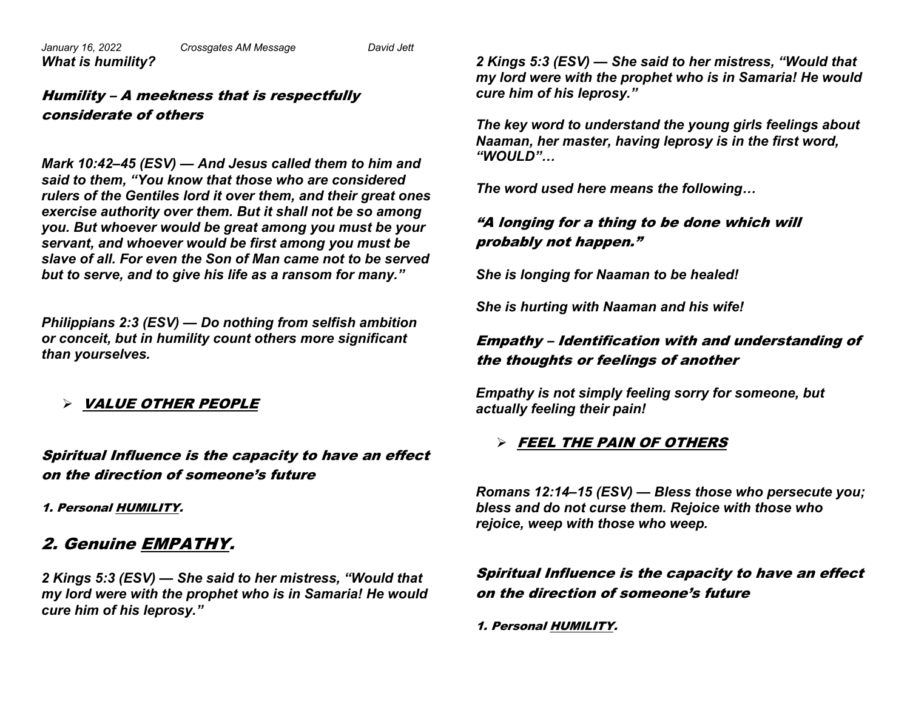*What is humility?*

### *Humility – A meekness that is respectfully considerate of others*

***Mark 10:42–45 (ESV) — And Jesus called them to him and said to them, "You know that those who are considered rulers of the Gentiles lord it over them, and their great ones exercise authority over them. But it shall not be so among you. But whoever would be great among you must be your servant, and whoever would be first among you must be slave of all. For even the Son of Man came not to be served but to serve, and to give his life as a ransom for many."***

***Philippians 2:3 (ESV) — Do nothing from selfish ambition or conceit, but in humility count others more significant than yourselves.***

- ***VALUE OTHER PEOPLE***

### *Spiritual Influence is the capacity to have an effect on the direction of someone's future*

*1. Personal HUMILITY.*

## *2. Genuine EMPATHY.*

***2 Kings 5:3 (ESV) — She said to her mistress, "Would that my lord were with the prophet who is in Samaria! He would cure him of his leprosy."***

***2 Kings 5:3 (ESV) — She said to her mistress, "Would that my lord were with the prophet who is in Samaria! He would cure him of his leprosy."***

***The key word to understand the young girls feelings about Naaman, her master, having leprosy is in the first word, "WOULD"…***

***The word used here means the following…***

### *"A longing for a thing to be done which will probably not happen."*

***She is longing for Naaman to be healed!***

***She is hurting with Naaman and his wife!***

### *Empathy – Identification with and understanding of the thoughts or feelings of another*

***Empathy is not simply feeling sorry for someone, but actually feeling their pain!***

- ***FEEL THE PAIN OF OTHERS***

***Romans 12:14–15 (ESV) — Bless those who persecute you; bless and do not curse them. Rejoice with those who rejoice, weep with those who weep.***

### *Spiritual Influence is the capacity to have an effect on the direction of someone's future*

*1. Personal HUMILITY.*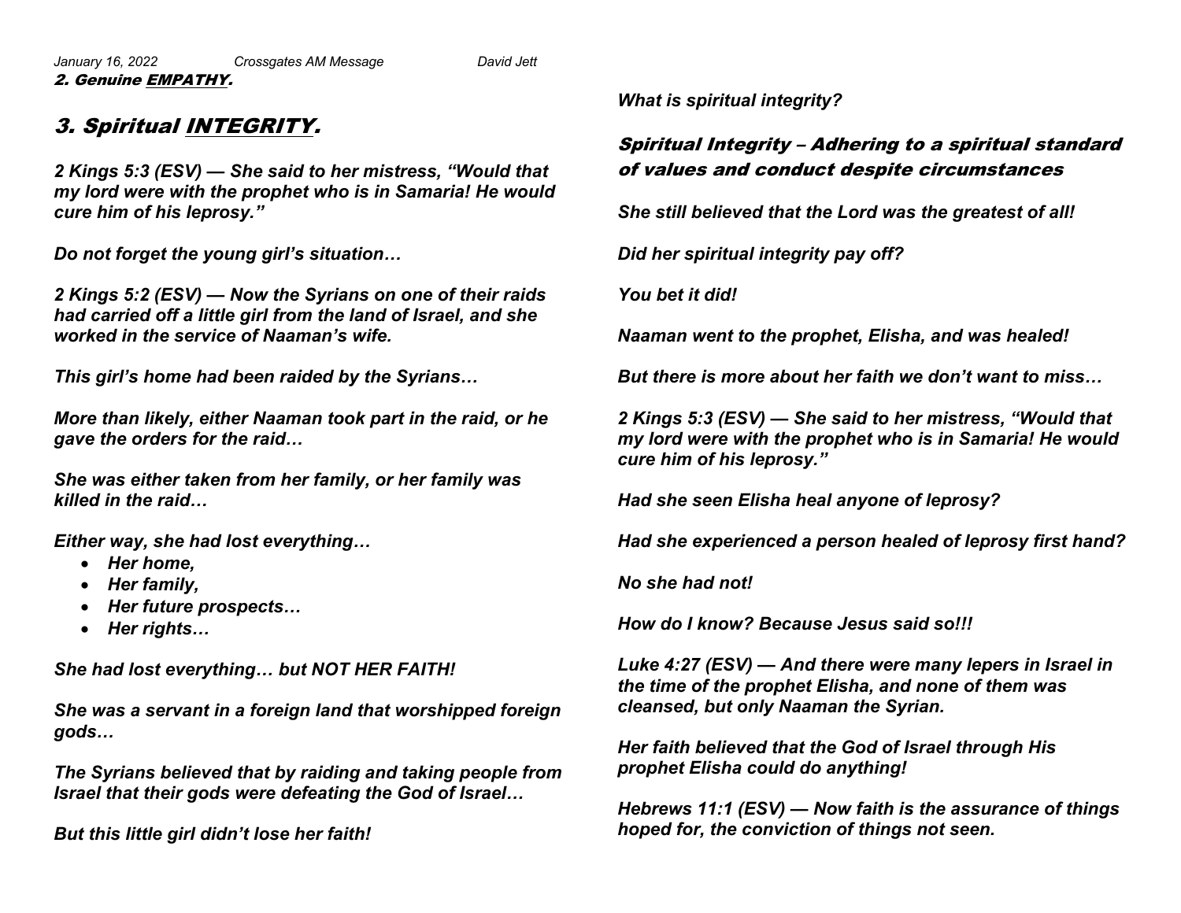2. Genuine <u>EMPATHY</u>.

## 3. Spiritual <u>INTEGRITY</u>.

***2 Kings 5:3 (ESV) — She said to her mistress, "Would that my lord were with the prophet who is in Samaria! He would cure him of his leprosy."***

***Do not forget the young girl's situation…***

***2 Kings 5:2 (ESV) — Now the Syrians on one of their raids had carried off a little girl from the land of Israel, and she worked in the service of Naaman's wife.***

***This girl's home had been raided by the Syrians…***

***More than likely, either Naaman took part in the raid, or he gave the orders for the raid…***

***She was either taken from her family, or her family was killed in the raid…***

***Either way, she had lost everything…***

- ***Her home,***
- ***Her family,***
- ***Her future prospects…***
- ***Her rights…***

***She had lost everything… but NOT HER FAITH!***

***She was a servant in a foreign land that worshipped foreign gods…***

***The Syrians believed that by raiding and taking people from Israel that their gods were defeating the God of Israel…***

***But this little girl didn't lose her faith!***

***What is spiritual integrity?***

### Spiritual Integrity – Adhering to a spiritual standard of values and conduct despite circumstances

***She still believed that the Lord was the greatest of all!***

***Did her spiritual integrity pay off?***

***You bet it did!***

***Naaman went to the prophet, Elisha, and was healed!***

***But there is more about her faith we don't want to miss…***

***2 Kings 5:3 (ESV) — She said to her mistress, "Would that my lord were with the prophet who is in Samaria! He would cure him of his leprosy."***

***Had she seen Elisha heal anyone of leprosy?***

***Had she experienced a person healed of leprosy first hand?***

***No she had not!***

***How do I know? Because Jesus said so!!!***

***Luke 4:27 (ESV) — And there were many lepers in Israel in the time of the prophet Elisha, and none of them was cleansed, but only Naaman the Syrian.***

***Her faith believed that the God of Israel through His prophet Elisha could do anything!***

***Hebrews 11:1 (ESV) — Now faith is the assurance of things hoped for, the conviction of things not seen.***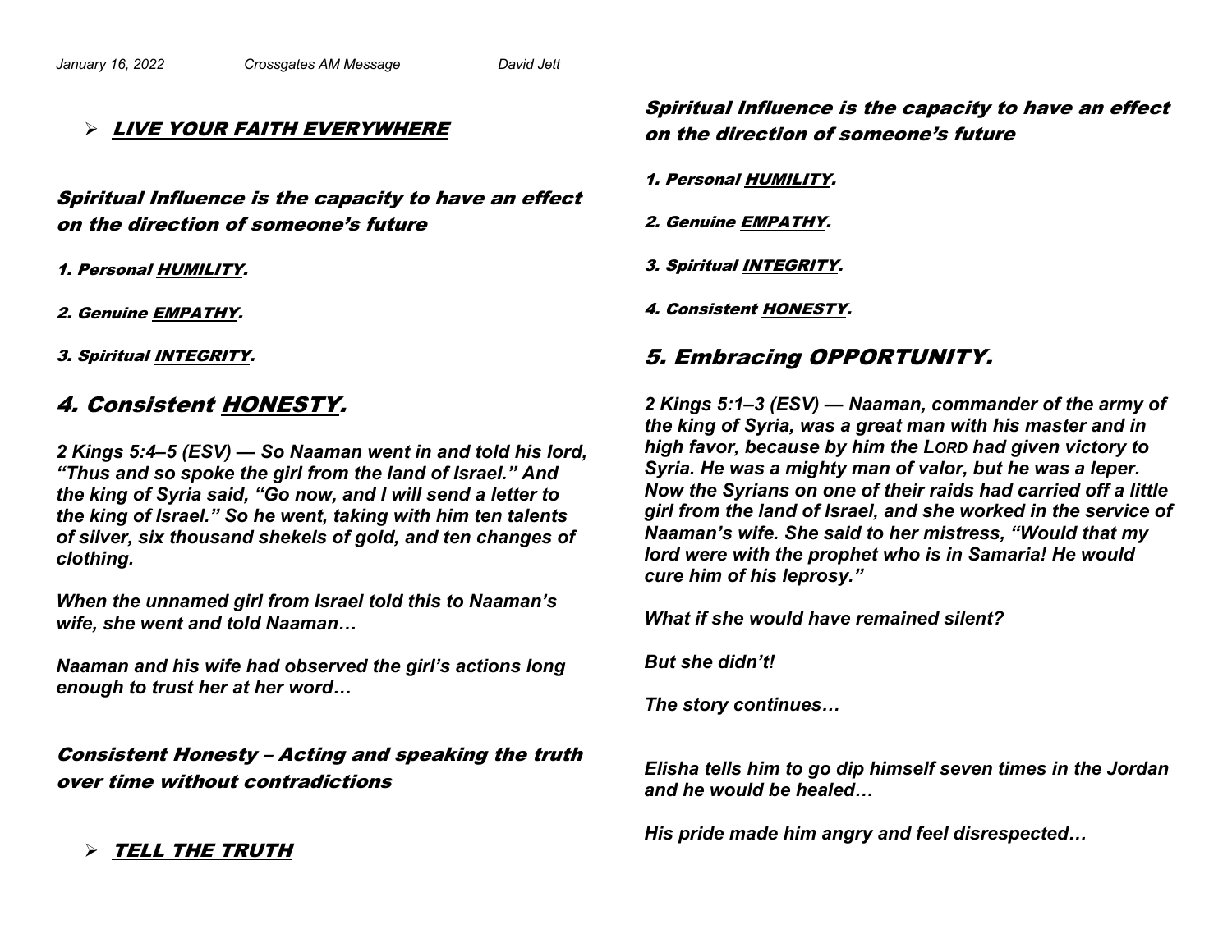- ***LIVE YOUR FAITH EVERYWHERE***

***Spiritual Influence is the capacity to have an effect on the direction of someone's future***

***1. Personal HUMILITY.***

***2. Genuine EMPATHY.***

***3. Spiritual INTEGRITY.***

## *4. Consistent HONESTY.*

***2 Kings 5:4–5 (ESV) — So Naaman went in and told his lord, "Thus and so spoke the girl from the land of Israel." And the king of Syria said, "Go now, and I will send a letter to the king of Israel." So he went, taking with him ten talents of silver, six thousand shekels of gold, and ten changes of clothing.***

***When the unnamed girl from Israel told this to Naaman's wife, she went and told Naaman…***

***Naaman and his wife had observed the girl's actions long enough to trust her at her word…***

***Consistent Honesty – Acting and speaking the truth over time without contradictions***

- ***TELL THE TRUTH***

***Spiritual Influence is the capacity to have an effect on the direction of someone's future***

***1. Personal HUMILITY.***

***2. Genuine EMPATHY.***

***3. Spiritual INTEGRITY.***

***4. Consistent HONESTY.***

## *5. Embracing OPPORTUNITY.*

***2 Kings 5:1–3 (ESV) — Naaman, commander of the army of the king of Syria, was a great man with his master and in high favor, because by him the LORD had given victory to Syria. He was a mighty man of valor, but he was a leper. Now the Syrians on one of their raids had carried off a little girl from the land of Israel, and she worked in the service of Naaman's wife. She said to her mistress, "Would that my lord were with the prophet who is in Samaria! He would cure him of his leprosy."***

***What if she would have remained silent?***

***But she didn't!***

***The story continues…***

***Elisha tells him to go dip himself seven times in the Jordan and he would be healed…***

***His pride made him angry and feel disrespected…***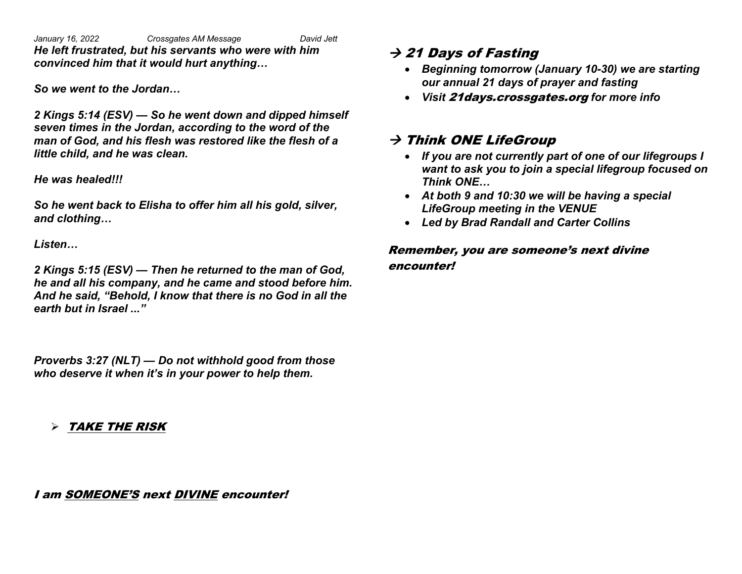***He left frustrated, but his servants who were with him convinced him that it would hurt anything…***

***So we went to the Jordan…***

***2 Kings 5:14 (ESV) — So he went down and dipped himself seven times in the Jordan, according to the word of the man of God, and his flesh was restored like the flesh of a little child, and he was clean.***

***He was healed!!!***

***So he went back to Elisha to offer him all his gold, silver, and clothing…***

***Listen…***

***2 Kings 5:15 (ESV) — Then he returned to the man of God, he and all his company, and he came and stood before him. And he said, "Behold, I know that there is no God in all the earth but in Israel ..."***

***Proverbs 3:27 (NLT) — Do not withhold good from those who deserve it when it's in your power to help them.***

- ***TAKE THE RISK***

***I am SOMEONE'S next DIVINE encounter!***

## → *21 Days of Fasting*

- ***Beginning tomorrow (January 10-30) we are starting our annual 21 days of prayer and fasting***
- ***Visit 21days.crossgates.org for more info***

## → *Think ONE LifeGroup*

- ***If you are not currently part of one of our lifegroups I want to ask you to join a special lifegroup focused on Think ONE…***
- ***At both 9 and 10:30 we will be having a special LifeGroup meeting in the VENUE***
- ***Led by Brad Randall and Carter Collins***

***Remember, you are someone's next divine encounter!***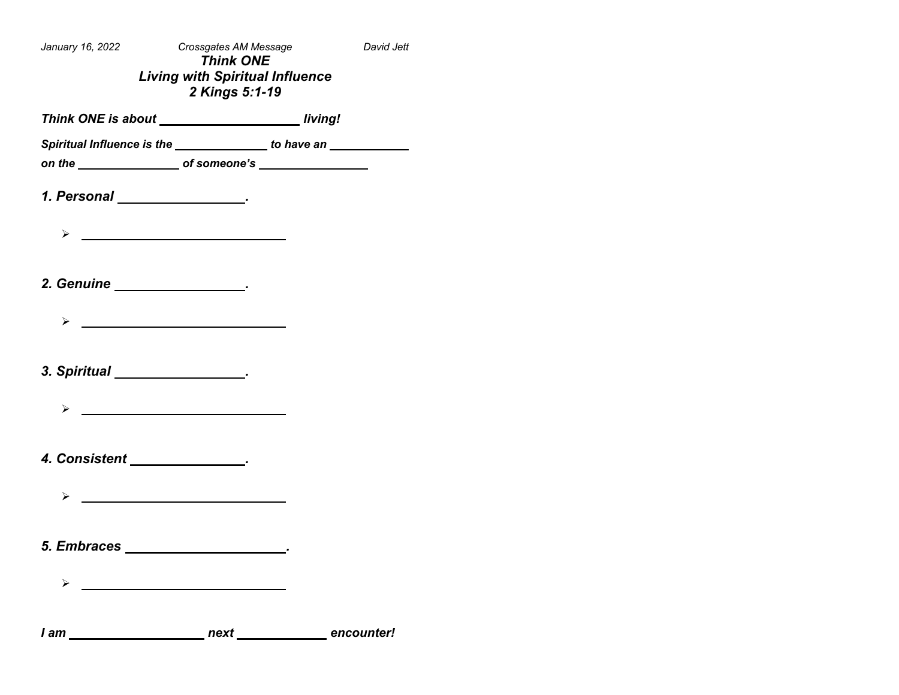*January 16, 2022 Crossgates AM Message David Jett*

# *Think ONE*
## *Living with Spiritual Influence*
### *2 Kings 5:1-19*

***Think ONE is about ____________________ living!***

***Spiritual Influence is the _____________ to have an ___________ on the ______________ of someone's _______________***

***1. Personal ________________.***

- ______________________________

***2. Genuine ________________.***

- ______________________________

***3. Spiritual ________________.***

- ______________________________

***4. Consistent ______________.***

- ______________________________

***5. Embraces ____________________.***

- ______________________________

***I am __________________ next ___________ encounter!***